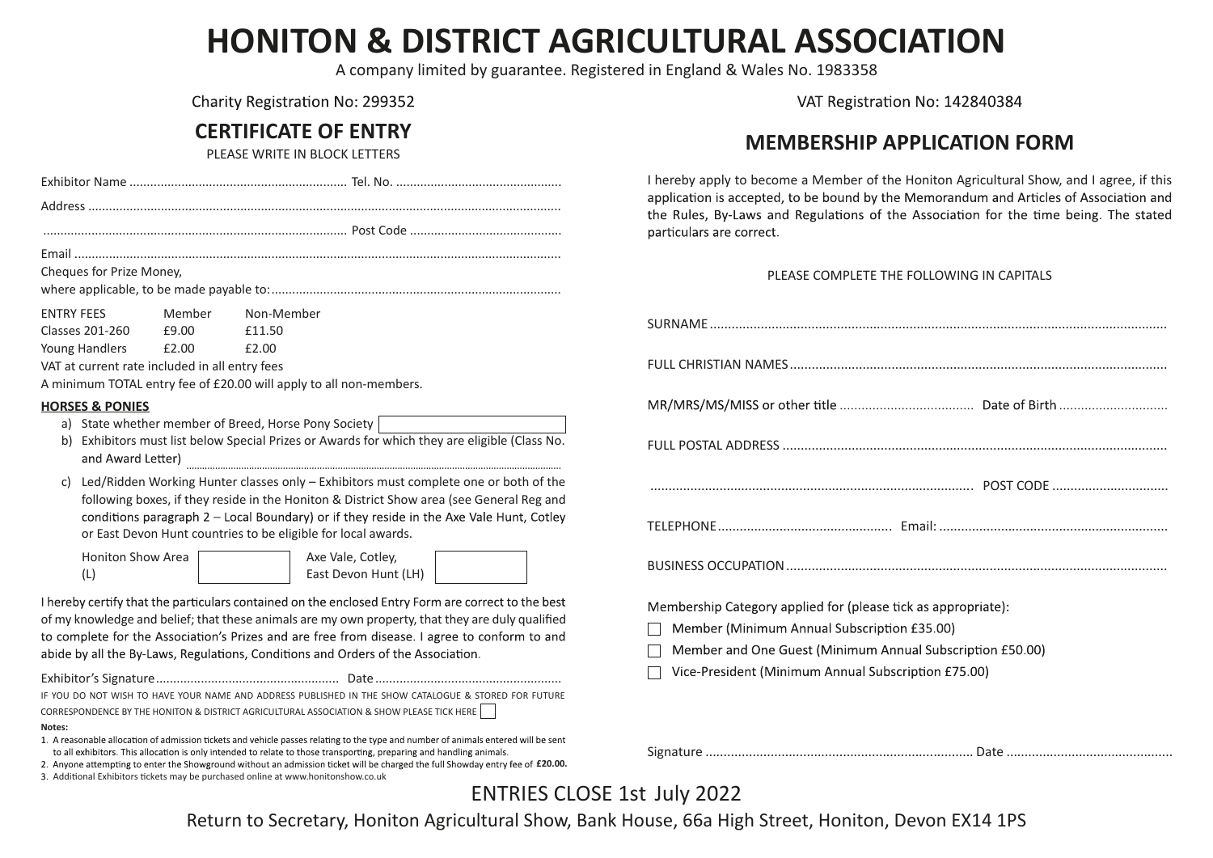# HONITON & DISTRICT AGRICULTURAL ASSOCIATION

A company limited by guarantee. Registered in England & Wales No. 1983358

Charity Registration No: 299352

VAT Registration No: 142840384

## CERTIFICATE OF ENTRY

PLEASE WRITE IN BLOCK LETTERS

Exhibitor Name .............................................................. Tel. No. ...............................................

Address .......................................................................................................................................

....................................................................................... Post Code ...........................................

Email ...........................................................................................................................................

Cheques for Prize Money,
where applicable, to be made payable to:...................................................................................

| ENTRY FEES | Member | Non-Member |
|---|---|---|
| Classes 201-260 | £9.00 | £11.50 |
| Young Handlers | £2.00 | £2.00 |

VAT at current rate included in all entry fees

A minimum TOTAL entry fee of £20.00 will apply to all non-members.

**HORSES & PONIES**

a) State whether member of Breed, Horse Pony Society [ ]

b) Exhibitors must list below Special Prizes or Awards for which they are eligible (Class No. and Award Letter) .......................................................................

c) Led/Ridden Working Hunter classes only – Exhibitors must complete one or both of the following boxes, if they reside in the Honiton & District Show area (see General Reg and conditions paragraph 2 – Local Boundary) or if they reside in the Axe Vale Hunt, Cotley or East Devon Hunt countries to be eligible for local awards.

Honiton Show Area (L) [ ]   Axe Vale, Cotley, East Devon Hunt (LH) [ ]

I hereby certify that the particulars contained on the enclosed Entry Form are correct to the best of my knowledge and belief; that these animals are my own property, that they are duly qualified to complete for the Association's Prizes and are free from disease. I agree to conform to and abide by all the By-Laws, Regulations, Conditions and Orders of the Association.

Exhibitor's Signature.................................................... Date .....................................................

IF YOU DO NOT WISH TO HAVE YOUR NAME AND ADDRESS PUBLISHED IN THE SHOW CATALOGUE & STORED FOR FUTURE CORRESPONDENCE BY THE HONITON & DISTRICT AGRICULTURAL ASSOCIATION & SHOW PLEASE TICK HERE [ ]

**Notes:**

1. A reasonable allocation of admission tickets and vehicle passes relating to the type and number of animals entered will be sent to all exhibitors. This allocation is only intended to relate to those transporting, preparing and handling animals.
2. Anyone attempting to enter the Showground without an admission ticket will be charged the full Showday entry fee of **£20.00.**
3. Additional Exhibitors tickets may be purchased online at www.honitonshow.co.uk

## MEMBERSHIP APPLICATION FORM

I hereby apply to become a Member of the Honiton Agricultural Show, and I agree, if this application is accepted, to be bound by the Memorandum and Articles of Association and the Rules, By-Laws and Regulations of the Association for the time being. The stated particulars are correct.

PLEASE COMPLETE THE FOLLOWING IN CAPITALS

SURNAME ...................................................................................................................................

FULL CHRISTIAN NAMES..............................................................................................................

MR/MRS/MS/MISS or other title ..................................... Date of Birth ..............................

FULL POSTAL ADDRESS ................................................................................................................

....................................................................................... POST CODE ................................

TELEPHONE................................................ Email: ...............................................................

BUSINESS OCCUPATION...............................................................................................................

Membership Category applied for (please tick as appropriate):

- [ ] Member (Minimum Annual Subscription £35.00)
- [ ] Member and One Guest (Minimum Annual Subscription £50.00)
- [ ] Vice-President (Minimum Annual Subscription £75.00)

Signature .......................................................................... Date .............................................

ENTRIES CLOSE 1st July 2022

Return to Secretary, Honiton Agricultural Show, Bank House, 66a High Street, Honiton, Devon EX14 1PS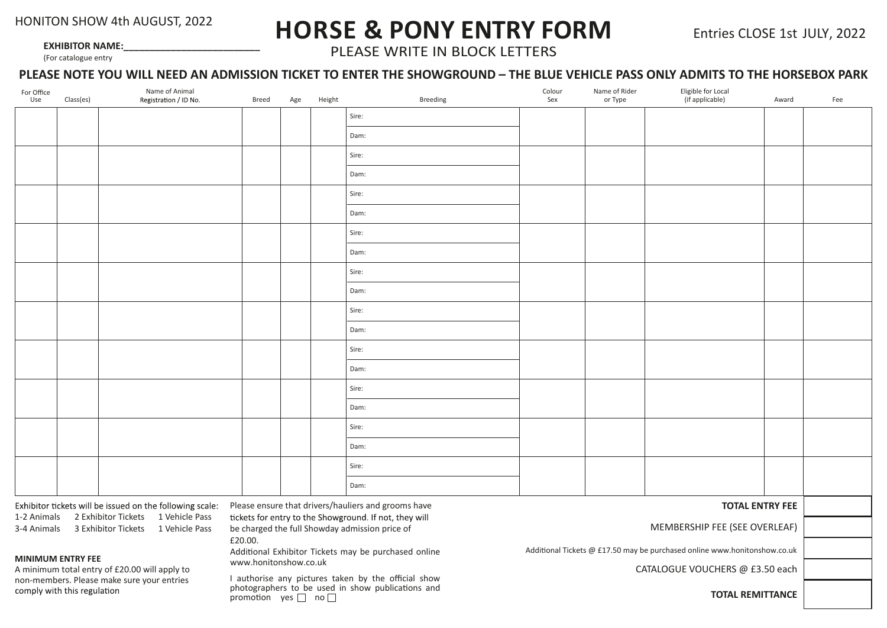HONITON SHOW 4th AUGUST, 2022

# HORSE & PONY ENTRY FORM

Entries CLOSE 1st JULY, 2022

**EXHIBITOR NAME:**________________________
(For catalogue entry

PLEASE WRITE IN BLOCK LETTERS

**PLEASE NOTE YOU WILL NEED AN ADMISSION TICKET TO ENTER THE SHOWGROUND – THE BLUE VEHICLE PASS ONLY ADMITS TO THE HORSEBOX PARK**

| For Office Use | Class(es) | Name of Animal Registration / ID No. | Breed | Age | Height | Breeding | Colour Sex | Name of Rider or Type | Eligible for Local (if applicable) | Award | Fee |
|---|---|---|---|---|---|---|---|---|---|---|---|
| | | | | | | Sire: | | | | | |
| | | | | | | Dam: | | | | | |
| | | | | | | Sire: | | | | | |
| | | | | | | Dam: | | | | | |
| | | | | | | Sire: | | | | | |
| | | | | | | Dam: | | | | | |
| | | | | | | Sire: | | | | | |
| | | | | | | Dam: | | | | | |
| | | | | | | Sire: | | | | | |
| | | | | | | Dam: | | | | | |
| | | | | | | Sire: | | | | | |
| | | | | | | Dam: | | | | | |
| | | | | | | Sire: | | | | | |
| | | | | | | Dam: | | | | | |
| | | | | | | Sire: | | | | | |
| | | | | | | Dam: | | | | | |
| | | | | | | Sire: | | | | | |
| | | | | | | Dam: | | | | | |
| | | | | | | Sire: | | | | | |
| | | | | | | Dam: | | | | | |

Exhibitor tickets will be issued on the following scale:

| | | |
|---|---|---|
| 1-2 Animals | 2 Exhibitor Tickets | 1 Vehicle Pass |
| 3-4 Animals | 3 Exhibitor Tickets | 1 Vehicle Pass |

**MINIMUM ENTRY FEE**
A minimum total entry of £20.00 will apply to non-members. Please make sure your entries comply with this regulation

Please ensure that drivers/hauliers and grooms have tickets for entry to the Showground. If not, they will be charged the full Showday admission price of £20.00.

Additional Exhibitor Tickets may be purchased online www.honitonshow.co.uk

I authorise any pictures taken by the official show photographers to be used in show publications and promotion yes ☐ no ☐

| | |
|---|---|
| **TOTAL ENTRY FEE** | |
| MEMBERSHIP FEE (SEE OVERLEAF) | |
| Additional Tickets @ £17.50 may be purchased online www.honitonshow.co.uk | |
| CATALOGUE VOUCHERS @ £3.50 each | |
| **TOTAL REMITTANCE** | |